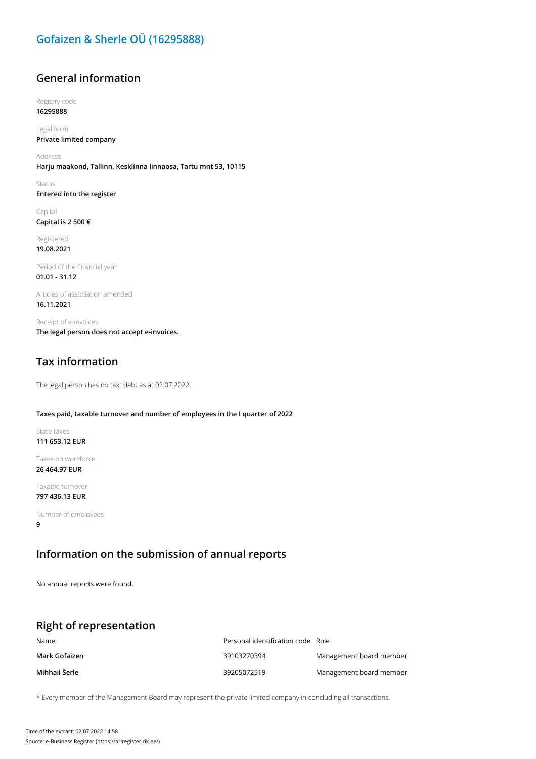# Gofaizen & Sherle OÜ (16295888)

## General information

Registry code
**16295888**

Legal form
**Private limited company**

Address
**Harju maakond, Tallinn, Kesklinna linnaosa, Tartu mnt 53, 10115**

Status
**Entered into the register**

Capital
**Capital is 2 500 €**

Registered
**19.08.2021**

Period of the financial year
**01.01 - 31.12**

Articles of association amended
**16.11.2021**

Receipt of e-invoices
**The legal person does not accept e-invoices.**

## Tax information

The legal person has no taxt debt as at 02.07.2022.

**Taxes paid, taxable turnover and number of employees in the I quarter of 2022**

State taxes
**111 653.12 EUR**

Taxes on workforce
**26 464.97 EUR**

Taxable turnover
**797 436.13 EUR**

Number of employees
**9**

## Information on the submission of annual reports

No annual reports were found.

## Right of representation

| Name | Personal identification code | Role |
| --- | --- | --- |
| **Mark Gofaizen** | 39103270394 | Management board member |
| **Mihhail Šerle** | 39205072519 | Management board member |

* Every member of the Management Board may represent the private limited company in concluding all transactions.

Time of the extract: 02.07.2022 14:58
Source: e-Business Register (https://ariregister.rik.ee/)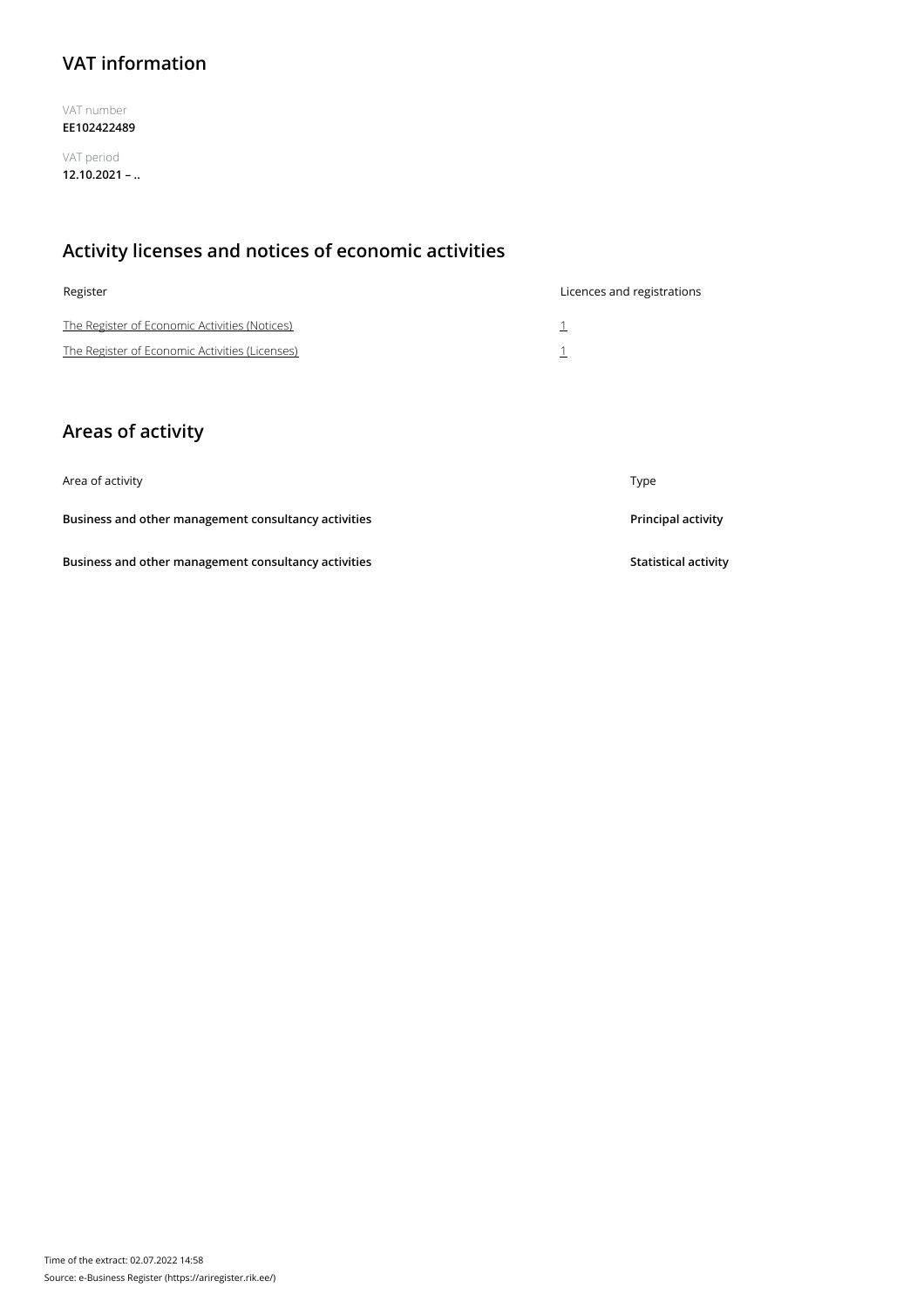## VAT information

VAT number
**EE102422489**

VAT period
**12.10.2021 – ..**

## Activity licenses and notices of economic activities

| Register | Licences and registrations |
| --- | --- |
| The Register of Economic Activities (Notices) | 1 |
| The Register of Economic Activities (Licenses) | 1 |

## Areas of activity

| Area of activity | Type |
| --- | --- |
| **Business and other management consultancy activities** | **Principal activity** |
| **Business and other management consultancy activities** | **Statistical activity** |

Time of the extract: 02.07.2022 14:58
Source: e-Business Register (https://ariregister.rik.ee/)